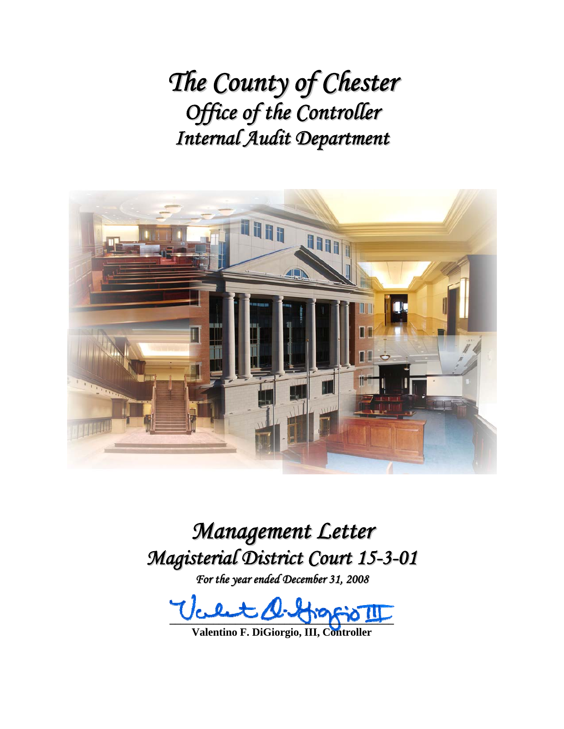# *The County of Chester*
## *Office of the Controller*
## *Internal Audit Department*

# *Management Letter*
## *Magisterial District Court 15-3-01*

*For the year ended December 31, 2008*

**Valentino F. DiGiorgio, III, Controller**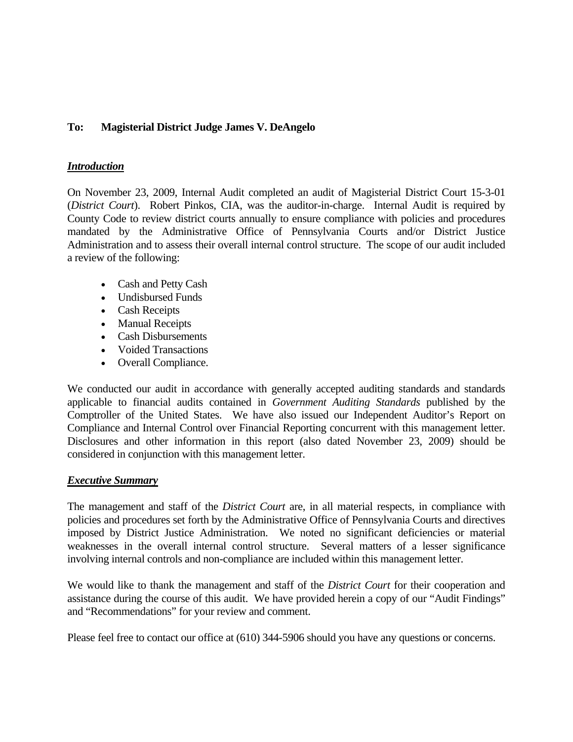**To: Magisterial District Judge James V. DeAngelo**

***Introduction***

On November 23, 2009, Internal Audit completed an audit of Magisterial District Court 15-3-01 (*District Court*). Robert Pinkos, CIA, was the auditor-in-charge. Internal Audit is required by County Code to review district courts annually to ensure compliance with policies and procedures mandated by the Administrative Office of Pennsylvania Courts and/or District Justice Administration and to assess their overall internal control structure. The scope of our audit included a review of the following:

- Cash and Petty Cash
- Undisbursed Funds
- Cash Receipts
- Manual Receipts
- Cash Disbursements
- Voided Transactions
- Overall Compliance.

We conducted our audit in accordance with generally accepted auditing standards and standards applicable to financial audits contained in *Government Auditing Standards* published by the Comptroller of the United States. We have also issued our Independent Auditor's Report on Compliance and Internal Control over Financial Reporting concurrent with this management letter. Disclosures and other information in this report (also dated November 23, 2009) should be considered in conjunction with this management letter.

***Executive Summary***

The management and staff of the *District Court* are, in all material respects, in compliance with policies and procedures set forth by the Administrative Office of Pennsylvania Courts and directives imposed by District Justice Administration. We noted no significant deficiencies or material weaknesses in the overall internal control structure. Several matters of a lesser significance involving internal controls and non-compliance are included within this management letter.

We would like to thank the management and staff of the *District Court* for their cooperation and assistance during the course of this audit. We have provided herein a copy of our "Audit Findings" and "Recommendations" for your review and comment.

Please feel free to contact our office at (610) 344-5906 should you have any questions or concerns.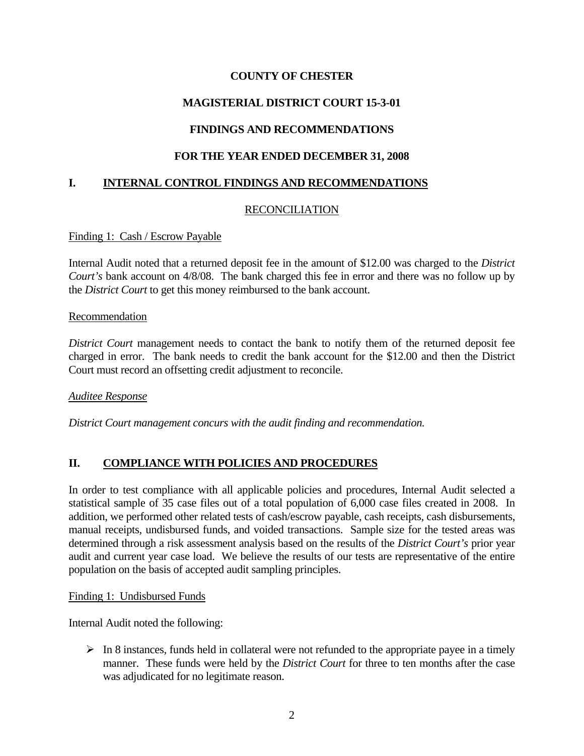**COUNTY OF CHESTER**

**MAGISTERIAL DISTRICT COURT 15-3-01**

**FINDINGS AND RECOMMENDATIONS**

**FOR THE YEAR ENDED DECEMBER 31, 2008**

## I. INTERNAL CONTROL FINDINGS AND RECOMMENDATIONS

### RECONCILIATION

Finding 1: Cash / Escrow Payable

Internal Audit noted that a returned deposit fee in the amount of $12.00 was charged to the *District Court's* bank account on 4/8/08. The bank charged this fee in error and there was no follow up by the *District Court* to get this money reimbursed to the bank account.

Recommendation

*District Court* management needs to contact the bank to notify them of the returned deposit fee charged in error. The bank needs to credit the bank account for the $12.00 and then the District Court must record an offsetting credit adjustment to reconcile.

*Auditee Response*

*District Court management concurs with the audit finding and recommendation.*

## II. COMPLIANCE WITH POLICIES AND PROCEDURES

In order to test compliance with all applicable policies and procedures, Internal Audit selected a statistical sample of 35 case files out of a total population of 6,000 case files created in 2008. In addition, we performed other related tests of cash/escrow payable, cash receipts, cash disbursements, manual receipts, undisbursed funds, and voided transactions. Sample size for the tested areas was determined through a risk assessment analysis based on the results of the *District Court's* prior year audit and current year case load. We believe the results of our tests are representative of the entire population on the basis of accepted audit sampling principles.

Finding 1: Undisbursed Funds

Internal Audit noted the following:

- In 8 instances, funds held in collateral were not refunded to the appropriate payee in a timely manner. These funds were held by the *District Court* for three to ten months after the case was adjudicated for no legitimate reason.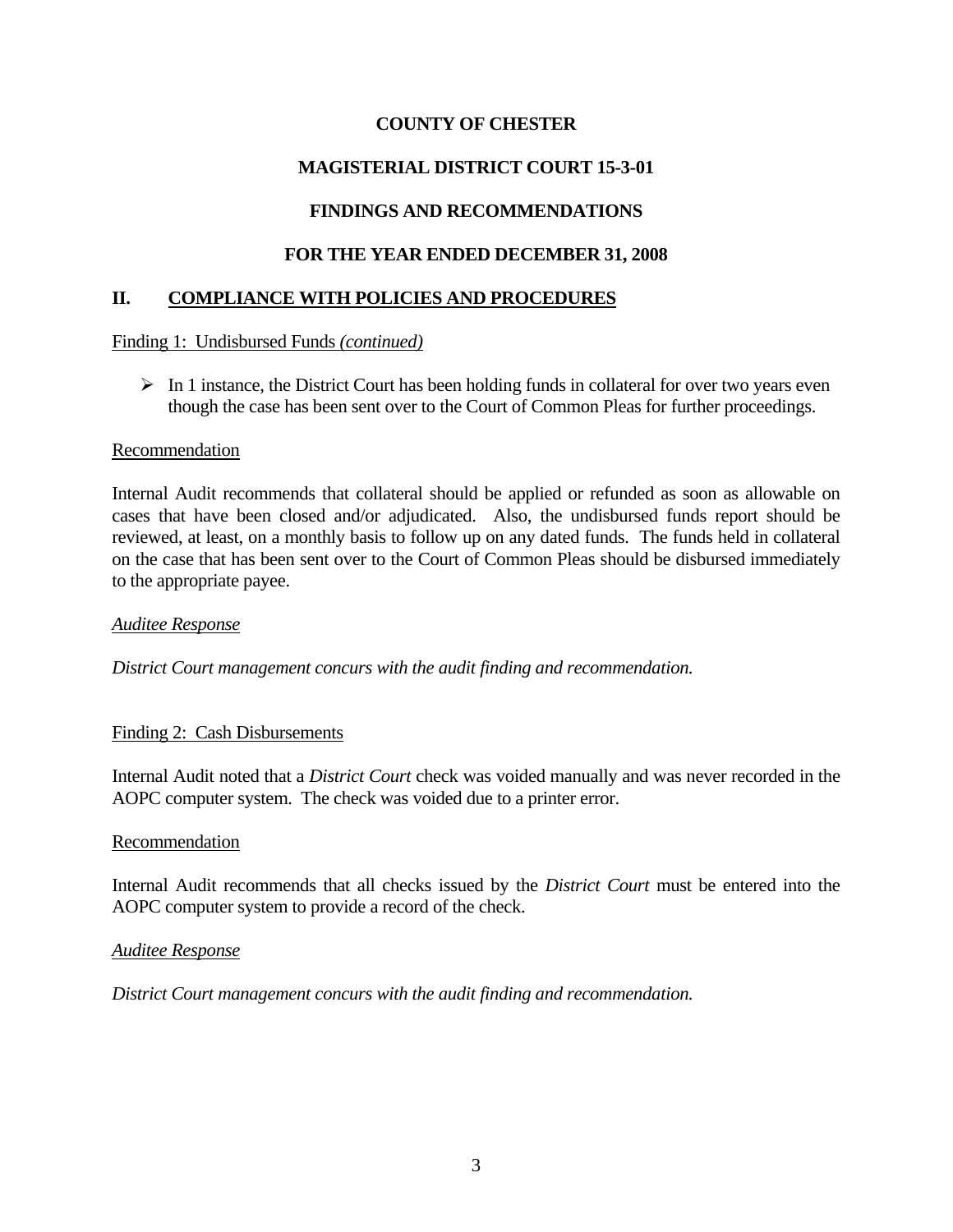**COUNTY OF CHESTER**

**MAGISTERIAL DISTRICT COURT 15-3-01**

**FINDINGS AND RECOMMENDATIONS**

**FOR THE YEAR ENDED DECEMBER 31, 2008**

## II. COMPLIANCE WITH POLICIES AND PROCEDURES

Finding 1: Undisbursed Funds *(continued)*

- In 1 instance, the District Court has been holding funds in collateral for over two years even though the case has been sent over to the Court of Common Pleas for further proceedings.

Recommendation

Internal Audit recommends that collateral should be applied or refunded as soon as allowable on cases that have been closed and/or adjudicated. Also, the undisbursed funds report should be reviewed, at least, on a monthly basis to follow up on any dated funds. The funds held in collateral on the case that has been sent over to the Court of Common Pleas should be disbursed immediately to the appropriate payee.

*Auditee Response*

*District Court management concurs with the audit finding and recommendation.*

Finding 2: Cash Disbursements

Internal Audit noted that a *District Court* check was voided manually and was never recorded in the AOPC computer system. The check was voided due to a printer error.

Recommendation

Internal Audit recommends that all checks issued by the *District Court* must be entered into the AOPC computer system to provide a record of the check.

*Auditee Response*

*District Court management concurs with the audit finding and recommendation.*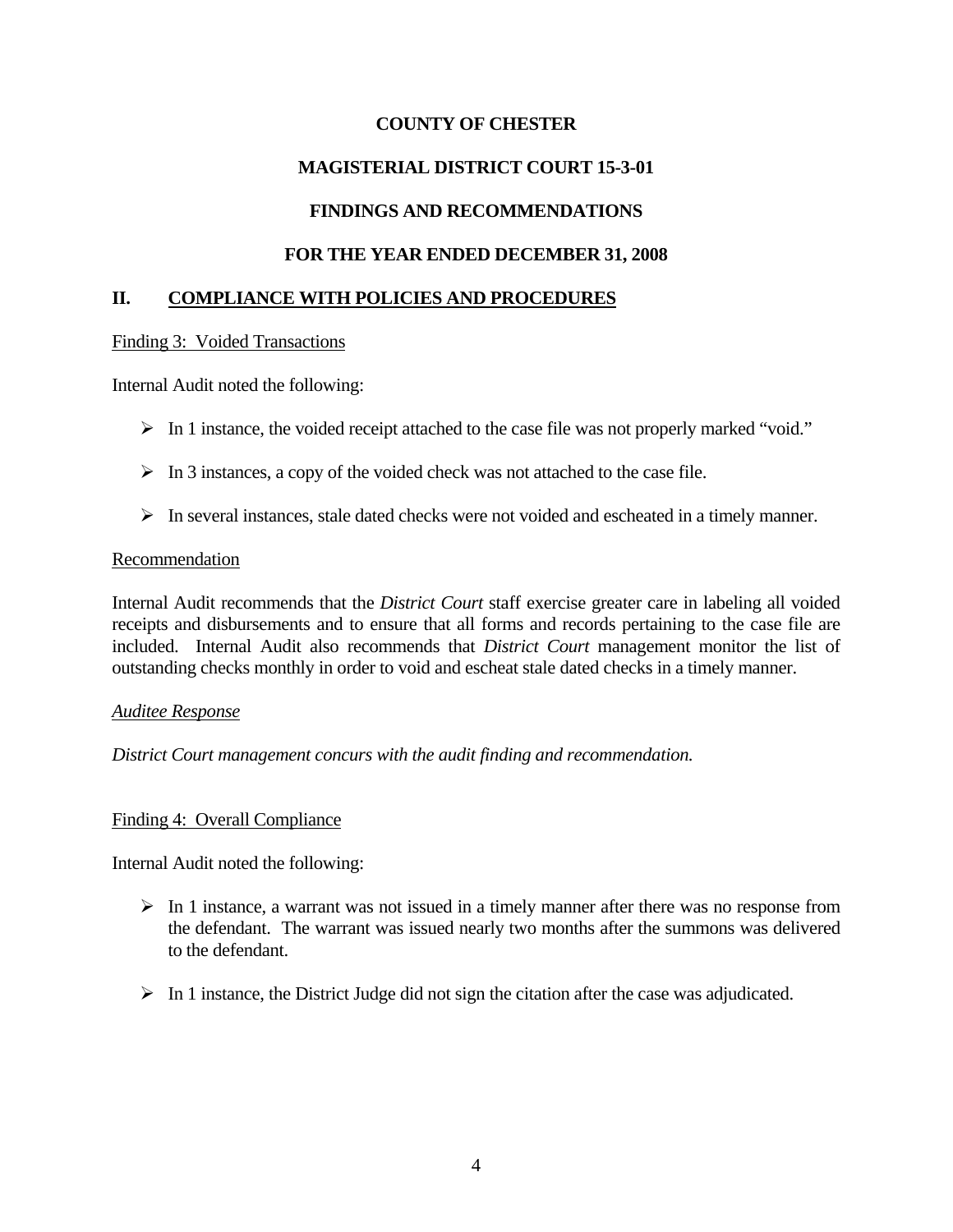**COUNTY OF CHESTER**

**MAGISTERIAL DISTRICT COURT 15-3-01**

**FINDINGS AND RECOMMENDATIONS**

**FOR THE YEAR ENDED DECEMBER 31, 2008**

## II. COMPLIANCE WITH POLICIES AND PROCEDURES

Finding 3: Voided Transactions

Internal Audit noted the following:

- In 1 instance, the voided receipt attached to the case file was not properly marked "void."
- In 3 instances, a copy of the voided check was not attached to the case file.
- In several instances, stale dated checks were not voided and escheated in a timely manner.

Recommendation

Internal Audit recommends that the *District Court* staff exercise greater care in labeling all voided receipts and disbursements and to ensure that all forms and records pertaining to the case file are included. Internal Audit also recommends that *District Court* management monitor the list of outstanding checks monthly in order to void and escheat stale dated checks in a timely manner.

*Auditee Response*

*District Court management concurs with the audit finding and recommendation.*

Finding 4: Overall Compliance

Internal Audit noted the following:

- In 1 instance, a warrant was not issued in a timely manner after there was no response from the defendant. The warrant was issued nearly two months after the summons was delivered to the defendant.
- In 1 instance, the District Judge did not sign the citation after the case was adjudicated.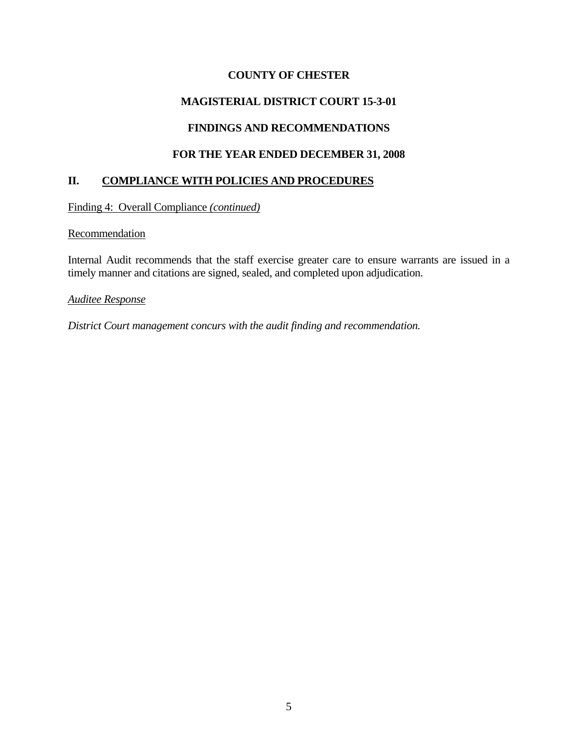**COUNTY OF CHESTER**

**MAGISTERIAL DISTRICT COURT 15-3-01**

**FINDINGS AND RECOMMENDATIONS**

**FOR THE YEAR ENDED DECEMBER 31, 2008**

## II. COMPLIANCE WITH POLICIES AND PROCEDURES

Finding 4: Overall Compliance *(continued)*

Recommendation

Internal Audit recommends that the staff exercise greater care to ensure warrants are issued in a timely manner and citations are signed, sealed, and completed upon adjudication.

*Auditee Response*

*District Court management concurs with the audit finding and recommendation.*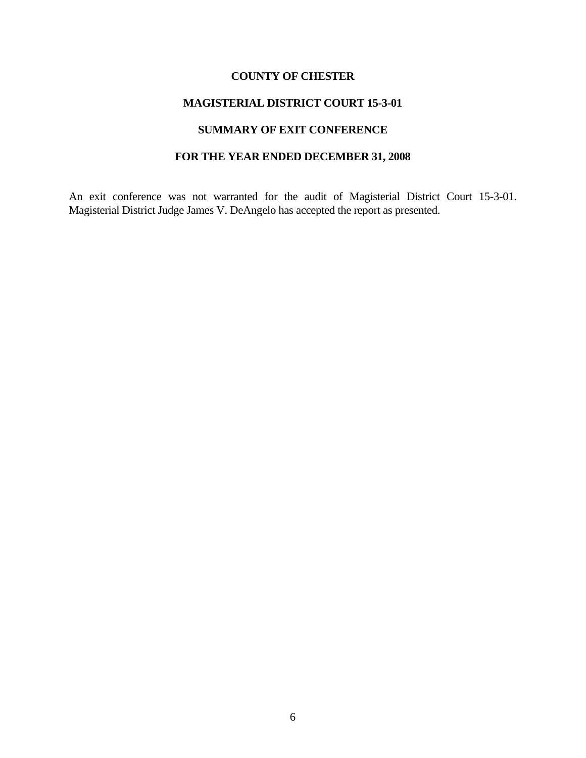**COUNTY OF CHESTER**

**MAGISTERIAL DISTRICT COURT 15-3-01**

**SUMMARY OF EXIT CONFERENCE**

**FOR THE YEAR ENDED DECEMBER 31, 2008**

An exit conference was not warranted for the audit of Magisterial District Court 15-3-01. Magisterial District Judge James V. DeAngelo has accepted the report as presented.